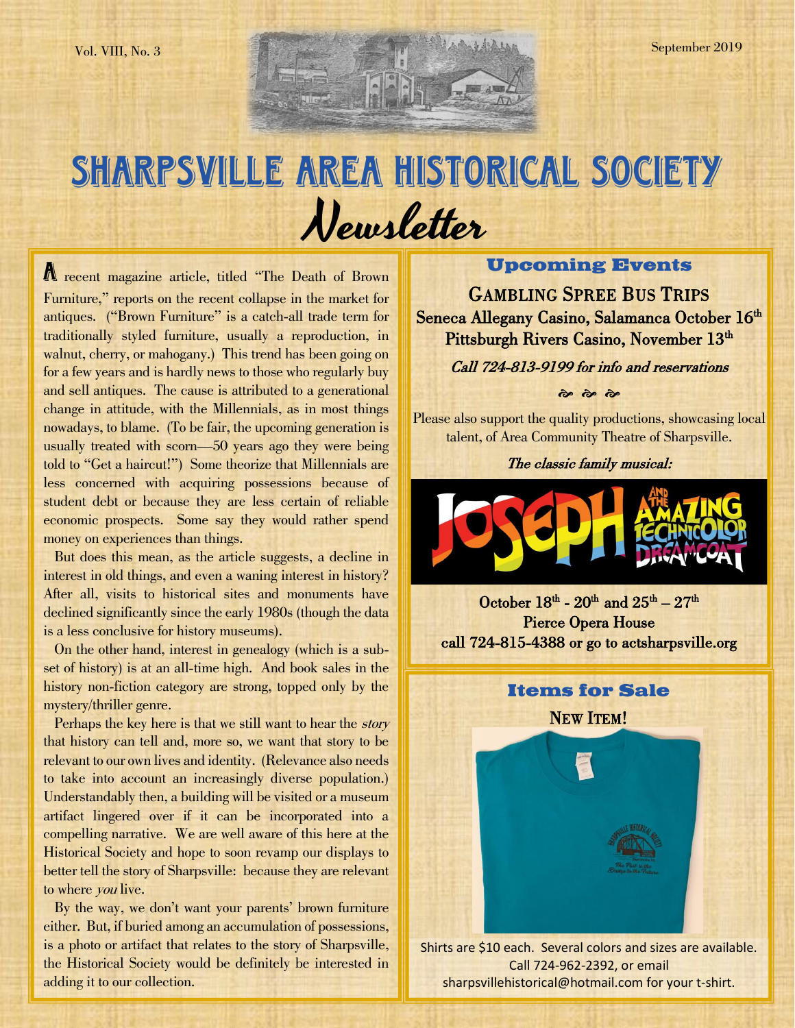Vol. VIII, No. 3

September 2019

# SHARPSVILLE AREA HISTORICAL SOCIETY

# Newsletter

A recent magazine article, titled "The Death of Brown Furniture," reports on the recent collapse in the market for antiques. ("Brown Furniture" is a catch-all trade term for traditionally styled furniture, usually a reproduction, in walnut, cherry, or mahogany.) This trend has been going on for a few years and is hardly news to those who regularly buy and sell antiques. The cause is attributed to a generational change in attitude, with the Millennials, as in most things nowadays, to blame. (To be fair, the upcoming generation is usually treated with scorn—50 years ago they were being told to "Get a haircut!") Some theorize that Millennials are less concerned with acquiring possessions because of student debt or because they are less certain of reliable economic prospects. Some say they would rather spend money on experiences than things.

But does this mean, as the article suggests, a decline in interest in old things, and even a waning interest in history? After all, visits to historical sites and monuments have declined significantly since the early 1980s (though the data is a less conclusive for history museums).

On the other hand, interest in genealogy (which is a subset of history) is at an all-time high. And book sales in the history non-fiction category are strong, topped only by the mystery/thriller genre.

Perhaps the key here is that we still want to hear the *story* that history can tell and, more so, we want that story to be relevant to our own lives and identity. (Relevance also needs to take into account an increasingly diverse population.) Understandably then, a building will be visited or a museum artifact lingered over if it can be incorporated into a compelling narrative. We are well aware of this here at the Historical Society and hope to soon revamp our displays to better tell the story of Sharpsville: because they are relevant to where *you* live.

By the way, we don't want your parents' brown furniture either. But, if buried among an accumulation of possessions, is a photo or artifact that relates to the story of Sharpsville, the Historical Society would be definitely be interested in adding it to our collection.

## Upcoming Events

**GAMBLING SPREE BUS TRIPS**

**Seneca Allegany Casino, Salamanca October 16th**

**Pittsburgh Rivers Casino, November 13th**

***Call 724-813-9199 for info and reservations***

Please also support the quality productions, showcasing local talent, of Area Community Theatre of Sharpsville.

***The classic family musical:***

**JOSEPH AND THE AMAZING TECHNICOLOR DREAMCOAT**

**October 18th - 20th and 25th – 27th**

**Pierce Opera House**

**call 724-815-4388 or go to actsharpsville.org**

## Items for Sale

**NEW ITEM!**

Shirts are $10 each. Several colors and sizes are available. Call 724-962-2392, or email sharpsvillehistorical@hotmail.com for your t-shirt.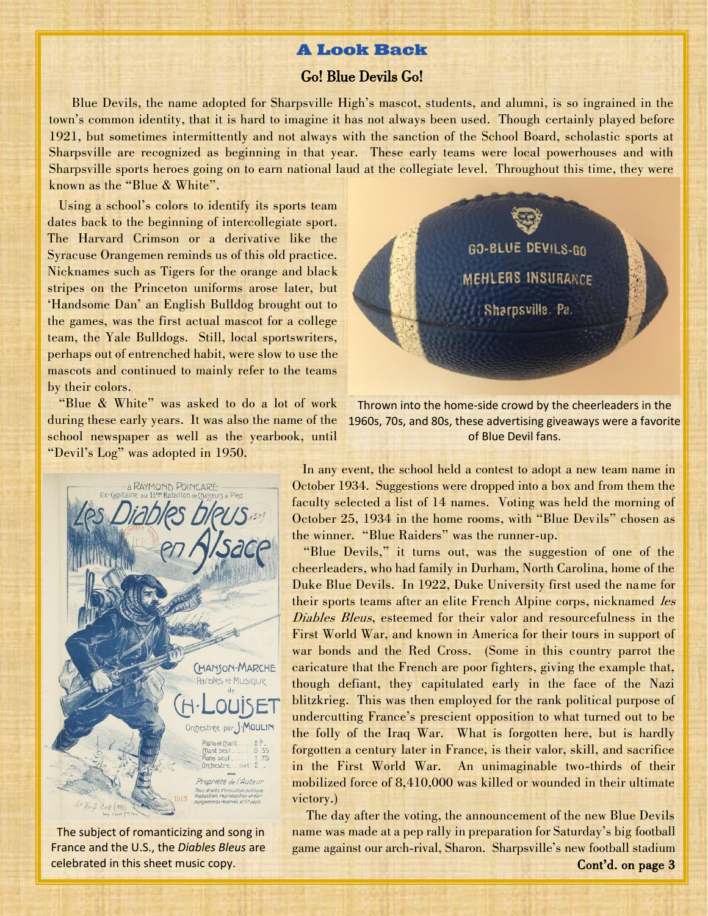## A Look Back

### Go! Blue Devils Go!

Blue Devils, the name adopted for Sharpsville High's mascot, students, and alumni, is so ingrained in the town's common identity, that it is hard to imagine it has not always been used. Though certainly played before 1921, but sometimes intermittently and not always with the sanction of the School Board, scholastic sports at Sharpsville are recognized as beginning in that year. These early teams were local powerhouses and with Sharpsville sports heroes going on to earn national laud at the collegiate level. Throughout this time, they were known as the "Blue & White".

Using a school's colors to identify its sports team dates back to the beginning of intercollegiate sport. The Harvard Crimson or a derivative like the Syracuse Orangemen reminds us of this old practice. Nicknames such as Tigers for the orange and black stripes on the Princeton uniforms arose later, but 'Handsome Dan' an English Bulldog brought out to the games, was the first actual mascot for a college team, the Yale Bulldogs. Still, local sportswriters, perhaps out of entrenched habit, were slow to use the mascots and continued to mainly refer to the teams by their colors.

"Blue & White" was asked to do a lot of work during these early years. It was also the name of the school newspaper as well as the yearbook, until "Devil's Log" was adopted in 1950.

Thrown into the home-side crowd by the cheerleaders in the 1960s, 70s, and 80s, these advertising giveaways were a favorite of Blue Devil fans.

In any event, the school held a contest to adopt a new team name in October 1934. Suggestions were dropped into a box and from them the faculty selected a list of 14 names. Voting was held the morning of October 25, 1934 in the home rooms, with "Blue Devils" chosen as the winner. "Blue Raiders" was the runner-up.

"Blue Devils," it turns out, was the suggestion of one of the cheerleaders, who had family in Durham, North Carolina, home of the Duke Blue Devils. In 1922, Duke University first used the name for their sports teams after an elite French Alpine corps, nicknamed *les Diables Bleus*, esteemed for their valor and resourcefulness in the First World War, and known in America for their tours in support of war bonds and the Red Cross. (Some in this country parrot the caricature that the French are poor fighters, giving the example that, though defiant, they capitulated early in the face of the Nazi blitzkrieg. This was then employed for the rank political purpose of undercutting France's prescient opposition to what turned out to be the folly of the Iraq War. What is forgotten here, but is hardly forgotten a century later in France, is their valor, skill, and sacrifice in the First World War. An unimaginable two-thirds of their mobilized force of 8,410,000 was killed or wounded in their ultimate victory.)

The subject of romanticizing and song in France and the U.S., the *Diables Bleus* are celebrated in this sheet music copy.

The day after the voting, the announcement of the new Blue Devils name was made at a pep rally in preparation for Saturday's big football game against our arch-rival, Sharon. Sharpsville's new football stadium

**Cont'd. on page 3**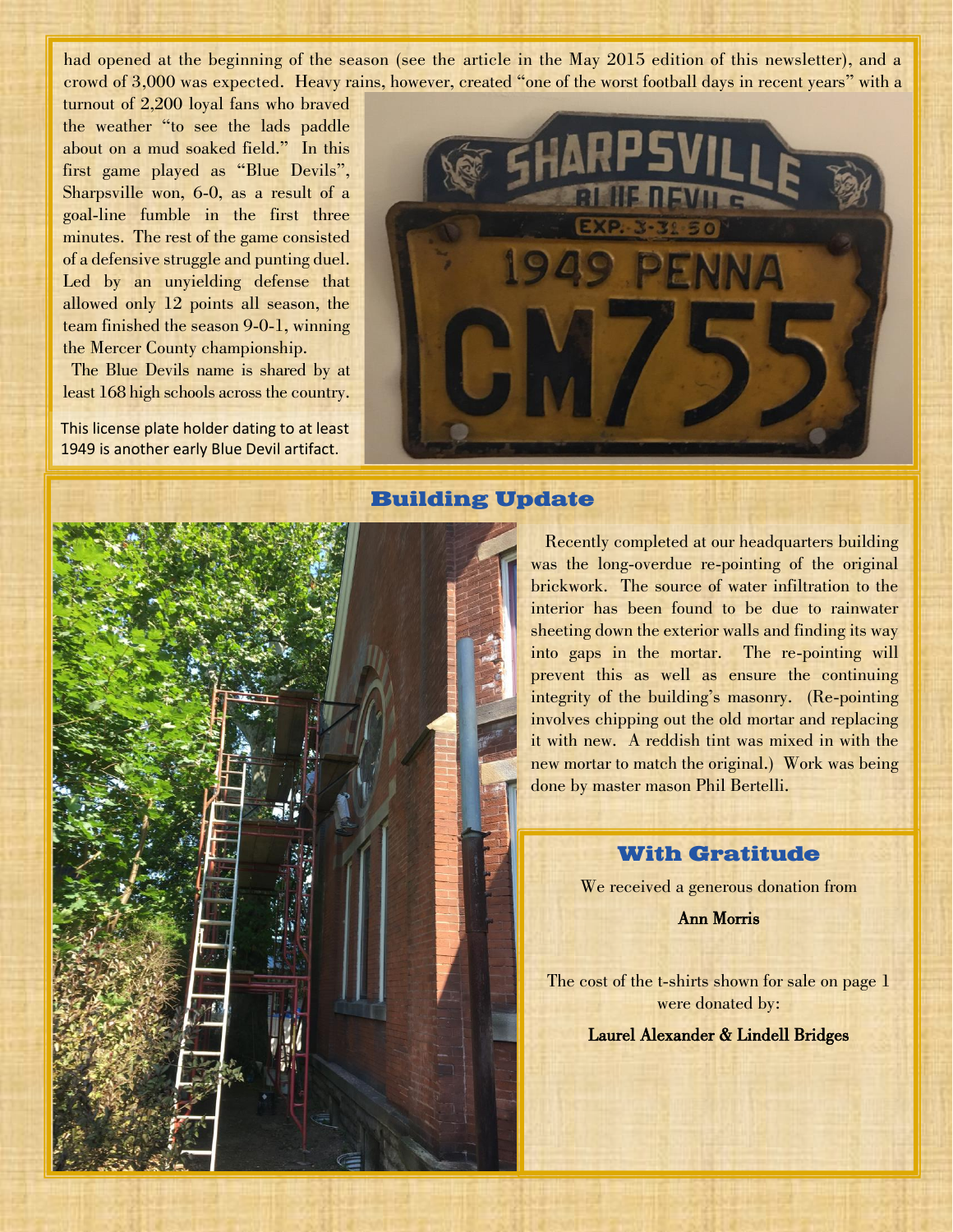had opened at the beginning of the season (see the article in the May 2015 edition of this newsletter), and a crowd of 3,000 was expected. Heavy rains, however, created "one of the worst football days in recent years" with a turnout of 2,200 loyal fans who braved the weather "to see the lads paddle about on a mud soaked field." In this first game played as "Blue Devils", Sharpsville won, 6-0, as a result of a goal-line fumble in the first three minutes. The rest of the game consisted of a defensive struggle and punting duel. Led by an unyielding defense that allowed only 12 points all season, the team finished the season 9-0-1, winning the Mercer County championship.

The Blue Devils name is shared by at least 168 high schools across the country.

This license plate holder dating to at least 1949 is another early Blue Devil artifact.

## Building Update

Recently completed at our headquarters building was the long-overdue re-pointing of the original brickwork. The source of water infiltration to the interior has been found to be due to rainwater sheeting down the exterior walls and finding its way into gaps in the mortar. The re-pointing will prevent this as well as ensure the continuing integrity of the building's masonry. (Re-pointing involves chipping out the old mortar and replacing it with new. A reddish tint was mixed in with the new mortar to match the original.) Work was being done by master mason Phil Bertelli.

## With Gratitude

We received a generous donation from

**Ann Morris**

The cost of the t-shirts shown for sale on page 1 were donated by:

**Laurel Alexander & Lindell Bridges**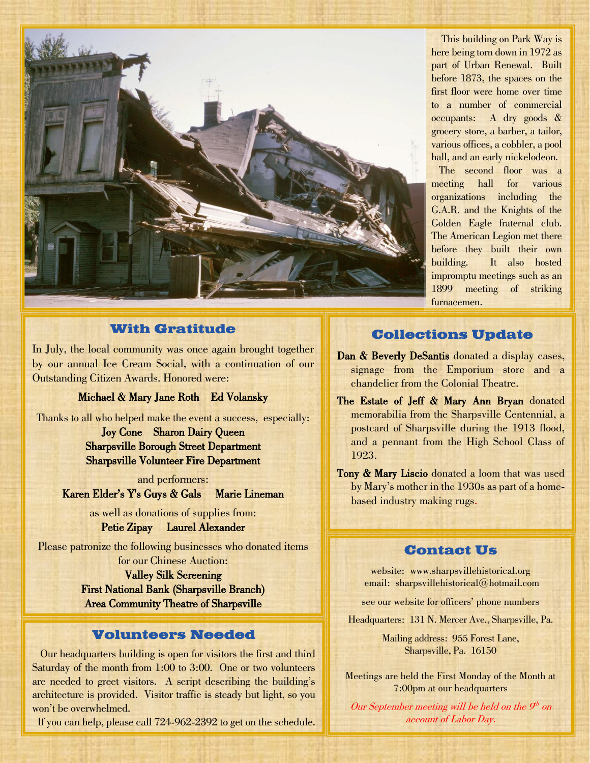This building on Park Way is here being torn down in 1972 as part of Urban Renewal. Built before 1873, the spaces on the first floor were home over time to a number of commercial occupants: A dry goods & grocery store, a barber, a tailor, various offices, a cobbler, a pool hall, and an early nickelodeon.

The second floor was a meeting hall for various organizations including the G.A.R. and the Knights of the Golden Eagle fraternal club. The American Legion met there before they built their own building. It also hosted impromptu meetings such as an 1899 meeting of striking furnacemen.

## With Gratitude

In July, the local community was once again brought together by our annual Ice Cream Social, with a continuation of our Outstanding Citizen Awards. Honored were:

**Michael & Mary Jane Roth    Ed Volansky**

Thanks to all who helped make the event a success, especially:

**Joy Cone    Sharon Dairy Queen**
**Sharpsville Borough Street Department**
**Sharpsville Volunteer Fire Department**

and performers:

**Karen Elder's Y's Guys & Gals    Marie Lineman**

as well as donations of supplies from:

**Petie Zipay    Laurel Alexander**

Please patronize the following businesses who donated items for our Chinese Auction:

**Valley Silk Screening**
**First National Bank (Sharpsville Branch)**
**Area Community Theatre of Sharpsville**

## Volunteers Needed

Our headquarters building is open for visitors the first and third Saturday of the month from 1:00 to 3:00. One or two volunteers are needed to greet visitors. A script describing the building's architecture is provided. Visitor traffic is steady but light, so you won't be overwhelmed.

If you can help, please call 724-962-2392 to get on the schedule.

## Collections Update

**Dan & Beverly DeSantis** donated a display cases, signage from the Emporium store and a chandelier from the Colonial Theatre.

**The Estate of Jeff & Mary Ann Bryan** donated memorabilia from the Sharpsville Centennial, a postcard of Sharpsville during the 1913 flood, and a pennant from the High School Class of 1923.

**Tony & Mary Liscio** donated a loom that was used by Mary's mother in the 1930s as part of a home-based industry making rugs.

## Contact Us

website: www.sharpsvillehistorical.org
email: sharpsvillehistorical@hotmail.com

see our website for officers' phone numbers

Headquarters: 131 N. Mercer Ave., Sharpsville, Pa.

Mailing address: 955 Forest Lane,
Sharpsville, Pa. 16150

Meetings are held the First Monday of the Month at 7:00pm at our headquarters

*Our September meeting will be held on the 9th on account of Labor Day.*